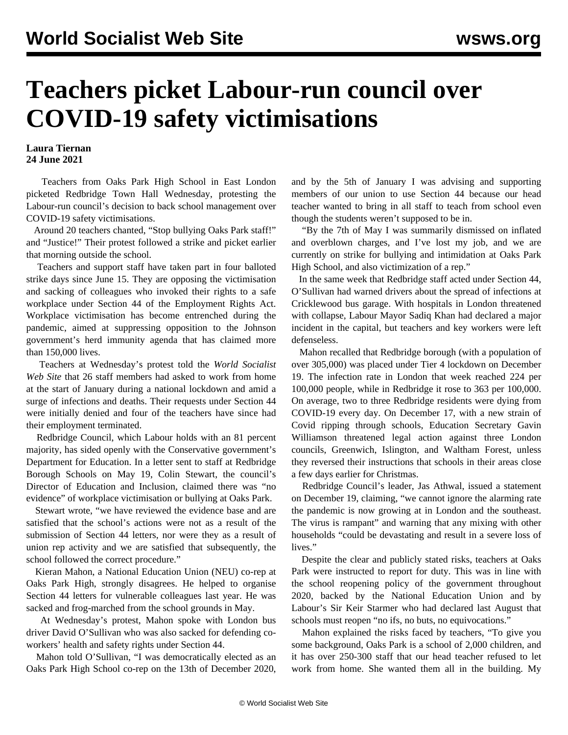# Teachers picket Labour-run council over COVID-19 safety victimisations

**Laura Tiernan**
**24 June 2021**

Teachers from Oaks Park High School in East London picketed Redbridge Town Hall Wednesday, protesting the Labour-run council's decision to back school management over COVID-19 safety victimisations.

Around 20 teachers chanted, "Stop bullying Oaks Park staff!" and "Justice!" Their protest followed a strike and picket earlier that morning outside the school.

Teachers and support staff have taken part in four balloted strike days since June 15. They are opposing the victimisation and sacking of colleagues who invoked their rights to a safe workplace under Section 44 of the Employment Rights Act. Workplace victimisation has become entrenched during the pandemic, aimed at suppressing opposition to the Johnson government's herd immunity agenda that has claimed more than 150,000 lives.

Teachers at Wednesday's protest told the *World Socialist Web Site* that 26 staff members had asked to work from home at the start of January during a national lockdown and amid a surge of infections and deaths. Their requests under Section 44 were initially denied and four of the teachers have since had their employment terminated.

Redbridge Council, which Labour holds with an 81 percent majority, has sided openly with the Conservative government's Department for Education. In a letter sent to staff at Redbridge Borough Schools on May 19, Colin Stewart, the council's Director of Education and Inclusion, claimed there was "no evidence" of workplace victimisation or bullying at Oaks Park.

Stewart wrote, "we have reviewed the evidence base and are satisfied that the school's actions were not as a result of the submission of Section 44 letters, nor were they as a result of union rep activity and we are satisfied that subsequently, the school followed the correct procedure."

Kieran Mahon, a National Education Union (NEU) co-rep at Oaks Park High, strongly disagrees. He helped to organise Section 44 letters for vulnerable colleagues last year. He was sacked and frog-marched from the school grounds in May.

At Wednesday's protest, Mahon spoke with London bus driver David O'Sullivan who was also sacked for defending co-workers' health and safety rights under Section 44.

Mahon told O'Sullivan, "I was democratically elected as an Oaks Park High School co-rep on the 13th of December 2020, and by the 5th of January I was advising and supporting members of our union to use Section 44 because our head teacher wanted to bring in all staff to teach from school even though the students weren't supposed to be in.

"By the 7th of May I was summarily dismissed on inflated and overblown charges, and I've lost my job, and we are currently on strike for bullying and intimidation at Oaks Park High School, and also victimization of a rep."

In the same week that Redbridge staff acted under Section 44, O'Sullivan had warned drivers about the spread of infections at Cricklewood bus garage. With hospitals in London threatened with collapse, Labour Mayor Sadiq Khan had declared a major incident in the capital, but teachers and key workers were left defenseless.

Mahon recalled that Redbridge borough (with a population of over 305,000) was placed under Tier 4 lockdown on December 19. The infection rate in London that week reached 224 per 100,000 people, while in Redbridge it rose to 363 per 100,000. On average, two to three Redbridge residents were dying from COVID-19 every day. On December 17, with a new strain of Covid ripping through schools, Education Secretary Gavin Williamson threatened legal action against three London councils, Greenwich, Islington, and Waltham Forest, unless they reversed their instructions that schools in their areas close a few days earlier for Christmas.

Redbridge Council's leader, Jas Athwal, issued a statement on December 19, claiming, "we cannot ignore the alarming rate the pandemic is now growing at in London and the southeast. The virus is rampant" and warning that any mixing with other households "could be devastating and result in a severe loss of lives."

Despite the clear and publicly stated risks, teachers at Oaks Park were instructed to report for duty. This was in line with the school reopening policy of the government throughout 2020, backed by the National Education Union and by Labour's Sir Keir Starmer who had declared last August that schools must reopen "no ifs, no buts, no equivocations."

Mahon explained the risks faced by teachers, "To give you some background, Oaks Park is a school of 2,000 children, and it has over 250-300 staff that our head teacher refused to let work from home. She wanted them all in the building. My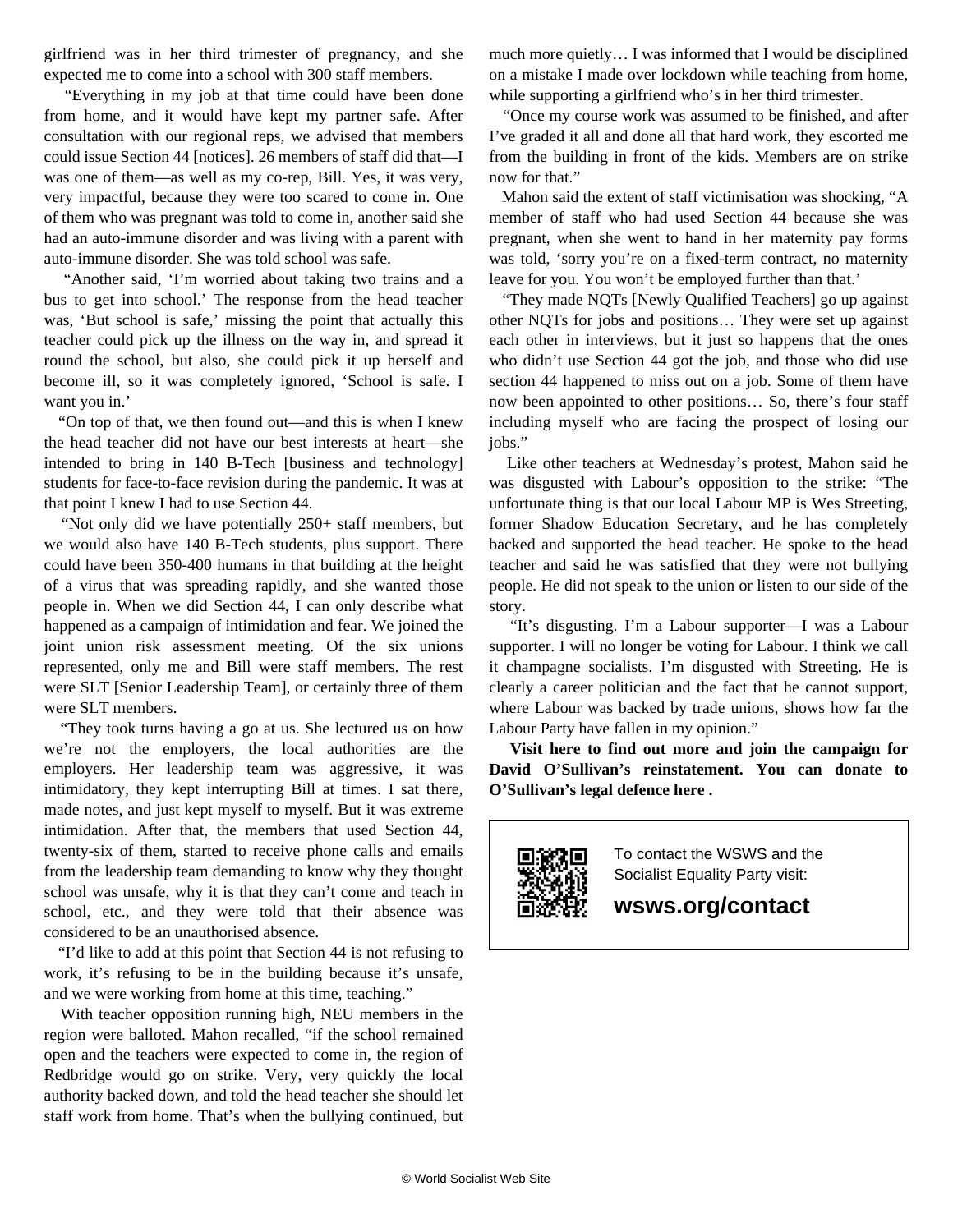girlfriend was in her third trimester of pregnancy, and she expected me to come into a school with 300 staff members.

"Everything in my job at that time could have been done from home, and it would have kept my partner safe. After consultation with our regional reps, we advised that members could issue Section 44 [notices]. 26 members of staff did that—I was one of them—as well as my co-rep, Bill. Yes, it was very, very impactful, because they were too scared to come in. One of them who was pregnant was told to come in, another said she had an auto-immune disorder and was living with a parent with auto-immune disorder. She was told school was safe.

"Another said, 'I'm worried about taking two trains and a bus to get into school.' The response from the head teacher was, 'But school is safe,' missing the point that actually this teacher could pick up the illness on the way in, and spread it round the school, but also, she could pick it up herself and become ill, so it was completely ignored, 'School is safe. I want you in.'

"On top of that, we then found out—and this is when I knew the head teacher did not have our best interests at heart—she intended to bring in 140 B-Tech [business and technology] students for face-to-face revision during the pandemic. It was at that point I knew I had to use Section 44.

"Not only did we have potentially 250+ staff members, but we would also have 140 B-Tech students, plus support. There could have been 350-400 humans in that building at the height of a virus that was spreading rapidly, and she wanted those people in. When we did Section 44, I can only describe what happened as a campaign of intimidation and fear. We joined the joint union risk assessment meeting. Of the six unions represented, only me and Bill were staff members. The rest were SLT [Senior Leadership Team], or certainly three of them were SLT members.

"They took turns having a go at us. She lectured us on how we're not the employers, the local authorities are the employers. Her leadership team was aggressive, it was intimidatory, they kept interrupting Bill at times. I sat there, made notes, and just kept myself to myself. But it was extreme intimidation. After that, the members that used Section 44, twenty-six of them, started to receive phone calls and emails from the leadership team demanding to know why they thought school was unsafe, why it is that they can't come and teach in school, etc., and they were told that their absence was considered to be an unauthorised absence.

"I'd like to add at this point that Section 44 is not refusing to work, it's refusing to be in the building because it's unsafe, and we were working from home at this time, teaching."

With teacher opposition running high, NEU members in the region were balloted. Mahon recalled, "if the school remained open and the teachers were expected to come in, the region of Redbridge would go on strike. Very, very quickly the local authority backed down, and told the head teacher she should let staff work from home. That's when the bullying continued, but much more quietly… I was informed that I would be disciplined on a mistake I made over lockdown while teaching from home, while supporting a girlfriend who's in her third trimester.

"Once my course work was assumed to be finished, and after I've graded it all and done all that hard work, they escorted me from the building in front of the kids. Members are on strike now for that."

Mahon said the extent of staff victimisation was shocking, "A member of staff who had used Section 44 because she was pregnant, when she went to hand in her maternity pay forms was told, 'sorry you're on a fixed-term contract, no maternity leave for you. You won't be employed further than that.'

"They made NQTs [Newly Qualified Teachers] go up against other NQTs for jobs and positions… They were set up against each other in interviews, but it just so happens that the ones who didn't use Section 44 got the job, and those who did use section 44 happened to miss out on a job. Some of them have now been appointed to other positions… So, there's four staff including myself who are facing the prospect of losing our jobs."

Like other teachers at Wednesday's protest, Mahon said he was disgusted with Labour's opposition to the strike: "The unfortunate thing is that our local Labour MP is Wes Streeting, former Shadow Education Secretary, and he has completely backed and supported the head teacher. He spoke to the head teacher and said he was satisfied that they were not bullying people. He did not speak to the union or listen to our side of the story.

"It's disgusting. I'm a Labour supporter—I was a Labour supporter. I will no longer be voting for Labour. I think we call it champagne socialists. I'm disgusted with Streeting. He is clearly a career politician and the fact that he cannot support, where Labour was backed by trade unions, shows how far the Labour Party have fallen in my opinion."

**Visit here to find out more and join the campaign for David O'Sullivan's reinstatement. You can donate to O'Sullivan's legal defence here .**

To contact the WSWS and the Socialist Equality Party visit:

**wsws.org/contact**